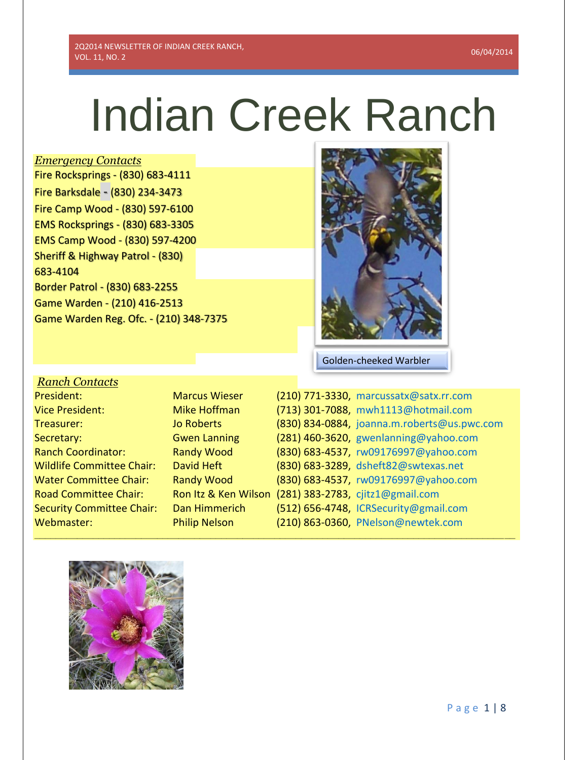# Indian Creek Ranch

***Emergency Contacts***

Fire Rocksprings - (830) 683-4111

Fire Barksdale - (830) 234-3473

Fire Camp Wood - (830) 597-6100

EMS Rocksprings - (830) 683-3305

EMS Camp Wood - (830) 597-4200

Sheriff & Highway Patrol - (830) 683-4104

Border Patrol - (830) 683-2255

Game Warden - (210) 416-2513

Game Warden Reg. Ofc. - (210) 348-7375

Golden-cheeked Warbler

***Ranch Contacts***

| | | |
|---|---|---|
| President: | Marcus Wieser | (210) 771-3330, marcussatx@satx.rr.com |
| Vice President: | Mike Hoffman | (713) 301-7088, mwh1113@hotmail.com |
| Treasurer: | Jo Roberts | (830) 834-0884, joanna.m.roberts@us.pwc.com |
| Secretary: | Gwen Lanning | (281) 460-3620, gwenlanning@yahoo.com |
| Ranch Coordinator: | Randy Wood | (830) 683-4537, rw09176997@yahoo.com |
| Wildlife Committee Chair: | David Heft | (830) 683-3289, dsheft82@swtexas.net |
| Water Committee Chair: | Randy Wood | (830) 683-4537, rw09176997@yahoo.com |
| Road Committee Chair: | Ron Itz & Ken Wilson | (281) 383-2783, cjitz1@gmail.com |
| Security Committee Chair: | Dan Himmerich | (512) 656-4748, ICRSecurity@gmail.com |
| Webmaster: | Philip Nelson | (210) 863-0360, PNelson@newtek.com |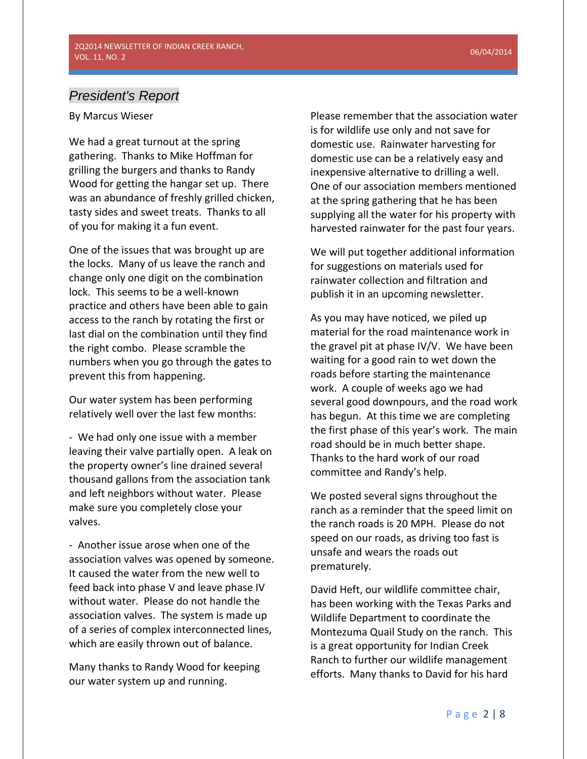## *President's Report*

By Marcus Wieser

We had a great turnout at the spring gathering. Thanks to Mike Hoffman for grilling the burgers and thanks to Randy Wood for getting the hangar set up. There was an abundance of freshly grilled chicken, tasty sides and sweet treats. Thanks to all of you for making it a fun event.

One of the issues that was brought up are the locks. Many of us leave the ranch and change only one digit on the combination lock. This seems to be a well-known practice and others have been able to gain access to the ranch by rotating the first or last dial on the combination until they find the right combo. Please scramble the numbers when you go through the gates to prevent this from happening.

Our water system has been performing relatively well over the last few months:

- We had only one issue with a member leaving their valve partially open. A leak on the property owner's line drained several thousand gallons from the association tank and left neighbors without water. Please make sure you completely close your valves.

- Another issue arose when one of the association valves was opened by someone. It caused the water from the new well to feed back into phase V and leave phase IV without water. Please do not handle the association valves. The system is made up of a series of complex interconnected lines, which are easily thrown out of balance.

Many thanks to Randy Wood for keeping our water system up and running.

Please remember that the association water is for wildlife use only and not save for domestic use. Rainwater harvesting for domestic use can be a relatively easy and inexpensive alternative to drilling a well. One of our association members mentioned at the spring gathering that he has been supplying all the water for his property with harvested rainwater for the past four years.

We will put together additional information for suggestions on materials used for rainwater collection and filtration and publish it in an upcoming newsletter.

As you may have noticed, we piled up material for the road maintenance work in the gravel pit at phase IV/V. We have been waiting for a good rain to wet down the roads before starting the maintenance work. A couple of weeks ago we had several good downpours, and the road work has begun. At this time we are completing the first phase of this year's work. The main road should be in much better shape. Thanks to the hard work of our road committee and Randy's help.

We posted several signs throughout the ranch as a reminder that the speed limit on the ranch roads is 20 MPH. Please do not speed on our roads, as driving too fast is unsafe and wears the roads out prematurely.

David Heft, our wildlife committee chair, has been working with the Texas Parks and Wildlife Department to coordinate the Montezuma Quail Study on the ranch. This is a great opportunity for Indian Creek Ranch to further our wildlife management efforts. Many thanks to David for his hard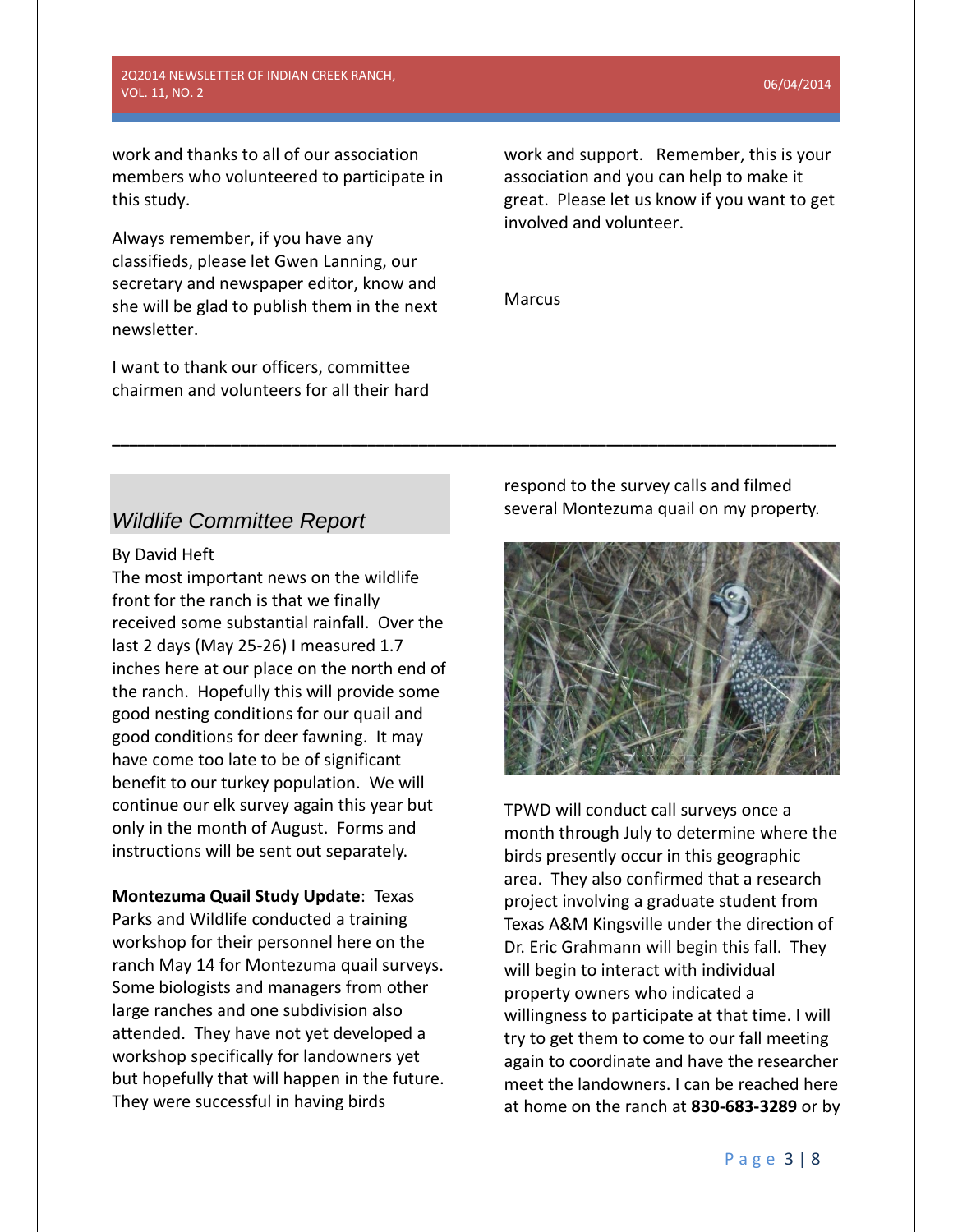work and thanks to all of our association members who volunteered to participate in this study.

Always remember, if you have any classifieds, please let Gwen Lanning, our secretary and newspaper editor, know and she will be glad to publish them in the next newsletter.

I want to thank our officers, committee chairmen and volunteers for all their hard work and support. Remember, this is your association and you can help to make it great. Please let us know if you want to get involved and volunteer.

Marcus

---

## *Wildlife Committee Report*

By David Heft

The most important news on the wildlife front for the ranch is that we finally received some substantial rainfall. Over the last 2 days (May 25-26) I measured 1.7 inches here at our place on the north end of the ranch. Hopefully this will provide some good nesting conditions for our quail and good conditions for deer fawning. It may have come too late to be of significant benefit to our turkey population. We will continue our elk survey again this year but only in the month of August. Forms and instructions will be sent out separately.

**Montezuma Quail Study Update**: Texas Parks and Wildlife conducted a training workshop for their personnel here on the ranch May 14 for Montezuma quail surveys. Some biologists and managers from other large ranches and one subdivision also attended. They have not yet developed a workshop specifically for landowners yet but hopefully that will happen in the future. They were successful in having birds respond to the survey calls and filmed several Montezuma quail on my property.

TPWD will conduct call surveys once a month through July to determine where the birds presently occur in this geographic area. They also confirmed that a research project involving a graduate student from Texas A&M Kingsville under the direction of Dr. Eric Grahmann will begin this fall. They will begin to interact with individual property owners who indicated a willingness to participate at that time. I will try to get them to come to our fall meeting again to coordinate and have the researcher meet the landowners. I can be reached here at home on the ranch at **830-683-3289** or by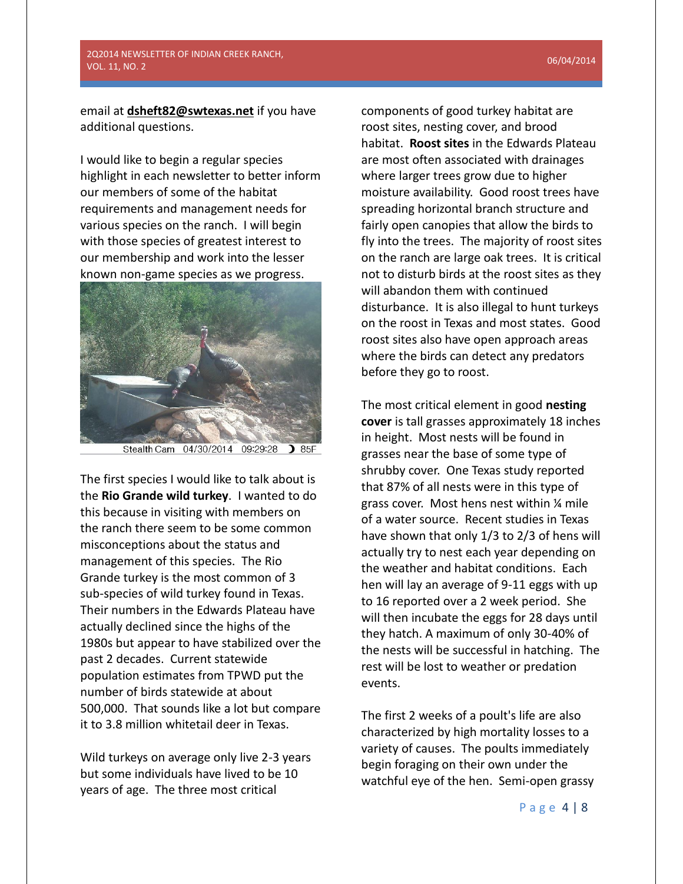email at **dsheft82@swtexas.net** if you have additional questions.

I would like to begin a regular species highlight in each newsletter to better inform our members of some of the habitat requirements and management needs for various species on the ranch. I will begin with those species of greatest interest to our membership and work into the lesser known non-game species as we progress.

Stealth Cam 04/30/2014 09:29:28 85F

The first species I would like to talk about is the **Rio Grande wild turkey**. I wanted to do this because in visiting with members on the ranch there seem to be some common misconceptions about the status and management of this species. The Rio Grande turkey is the most common of 3 sub-species of wild turkey found in Texas. Their numbers in the Edwards Plateau have actually declined since the highs of the 1980s but appear to have stabilized over the past 2 decades. Current statewide population estimates from TPWD put the number of birds statewide at about 500,000. That sounds like a lot but compare it to 3.8 million whitetail deer in Texas.

Wild turkeys on average only live 2-3 years but some individuals have lived to be 10 years of age. The three most critical components of good turkey habitat are roost sites, nesting cover, and brood habitat. **Roost sites** in the Edwards Plateau are most often associated with drainages where larger trees grow due to higher moisture availability. Good roost trees have spreading horizontal branch structure and fairly open canopies that allow the birds to fly into the trees. The majority of roost sites on the ranch are large oak trees. It is critical not to disturb birds at the roost sites as they will abandon them with continued disturbance. It is also illegal to hunt turkeys on the roost in Texas and most states. Good roost sites also have open approach areas where the birds can detect any predators before they go to roost.

The most critical element in good **nesting cover** is tall grasses approximately 18 inches in height. Most nests will be found in grasses near the base of some type of shrubby cover. One Texas study reported that 87% of all nests were in this type of grass cover. Most hens nest within ¼ mile of a water source. Recent studies in Texas have shown that only 1/3 to 2/3 of hens will actually try to nest each year depending on the weather and habitat conditions. Each hen will lay an average of 9-11 eggs with up to 16 reported over a 2 week period. She will then incubate the eggs for 28 days until they hatch. A maximum of only 30-40% of the nests will be successful in hatching. The rest will be lost to weather or predation events.

The first 2 weeks of a poult's life are also characterized by high mortality losses to a variety of causes. The poults immediately begin foraging on their own under the watchful eye of the hen. Semi-open grassy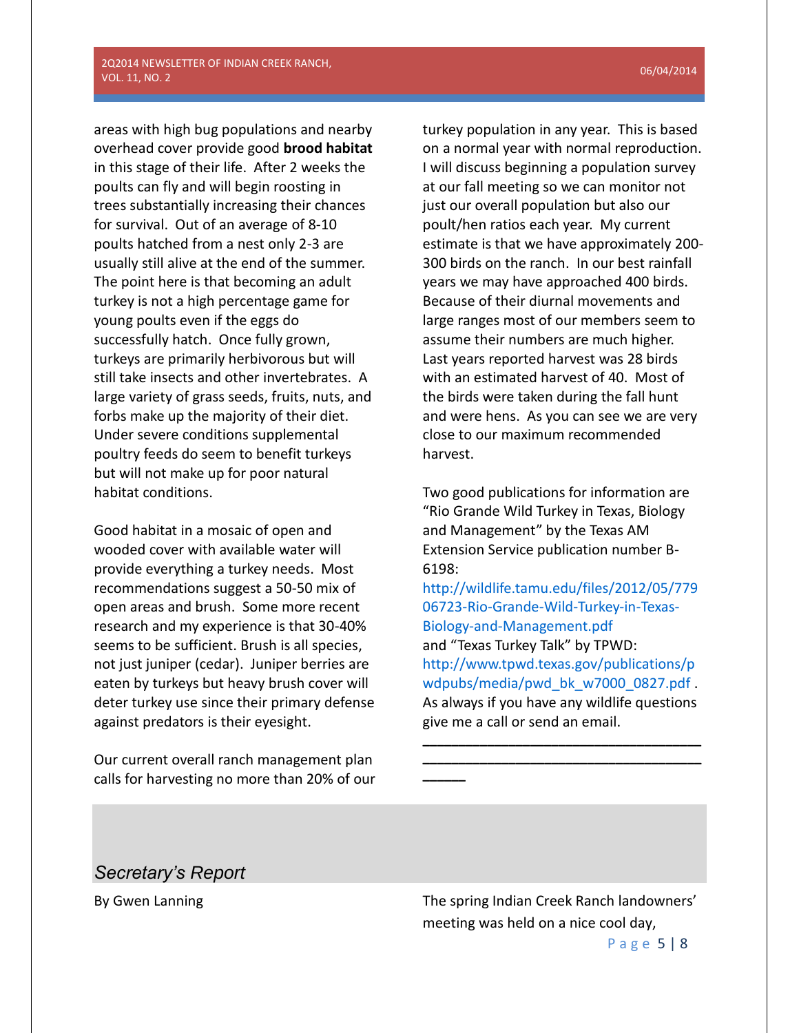areas with high bug populations and nearby overhead cover provide good **brood habitat** in this stage of their life. After 2 weeks the poults can fly and will begin roosting in trees substantially increasing their chances for survival. Out of an average of 8-10 poults hatched from a nest only 2-3 are usually still alive at the end of the summer. The point here is that becoming an adult turkey is not a high percentage game for young poults even if the eggs do successfully hatch. Once fully grown, turkeys are primarily herbivorous but will still take insects and other invertebrates. A large variety of grass seeds, fruits, nuts, and forbs make up the majority of their diet. Under severe conditions supplemental poultry feeds do seem to benefit turkeys but will not make up for poor natural habitat conditions.

Good habitat in a mosaic of open and wooded cover with available water will provide everything a turkey needs. Most recommendations suggest a 50-50 mix of open areas and brush. Some more recent research and my experience is that 30-40% seems to be sufficient. Brush is all species, not just juniper (cedar). Juniper berries are eaten by turkeys but heavy brush cover will deter turkey use since their primary defense against predators is their eyesight.

Our current overall ranch management plan calls for harvesting no more than 20% of our turkey population in any year. This is based on a normal year with normal reproduction. I will discuss beginning a population survey at our fall meeting so we can monitor not just our overall population but also our poult/hen ratios each year. My current estimate is that we have approximately 200-300 birds on the ranch. In our best rainfall years we may have approached 400 birds. Because of their diurnal movements and large ranges most of our members seem to assume their numbers are much higher. Last years reported harvest was 28 birds with an estimated harvest of 40. Most of the birds were taken during the fall hunt and were hens. As you can see we are very close to our maximum recommended harvest.

Two good publications for information are "Rio Grande Wild Turkey in Texas, Biology and Management" by the Texas AM Extension Service publication number B-6198:
http://wildlife.tamu.edu/files/2012/05/77906723-Rio-Grande-Wild-Turkey-in-Texas-Biology-and-Management.pdf
and "Texas Turkey Talk" by TPWD:
http://www.tpwd.texas.gov/publications/pwdpubs/media/pwd_bk_w7000_0827.pdf .
As always if you have any wildlife questions give me a call or send an email.

---

## *Secretary's Report*

By Gwen Lanning

The spring Indian Creek Ranch landowners' meeting was held on a nice cool day,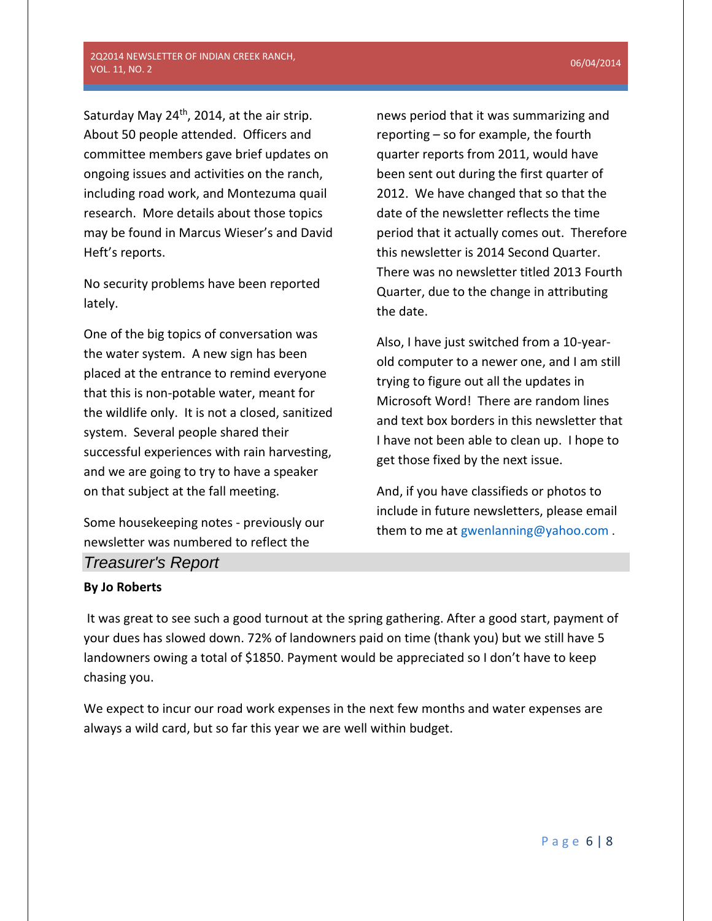Saturday May 24th, 2014, at the air strip. About 50 people attended. Officers and committee members gave brief updates on ongoing issues and activities on the ranch, including road work, and Montezuma quail research. More details about those topics may be found in Marcus Wieser's and David Heft's reports.

No security problems have been reported lately.

One of the big topics of conversation was the water system. A new sign has been placed at the entrance to remind everyone that this is non-potable water, meant for the wildlife only. It is not a closed, sanitized system. Several people shared their successful experiences with rain harvesting, and we are going to try to have a speaker on that subject at the fall meeting.

Some housekeeping notes - previously our newsletter was numbered to reflect the news period that it was summarizing and reporting – so for example, the fourth quarter reports from 2011, would have been sent out during the first quarter of 2012. We have changed that so that the date of the newsletter reflects the time period that it actually comes out. Therefore this newsletter is 2014 Second Quarter. There was no newsletter titled 2013 Fourth Quarter, due to the change in attributing the date.

Also, I have just switched from a 10-year-old computer to a newer one, and I am still trying to figure out all the updates in Microsoft Word! There are random lines and text box borders in this newsletter that I have not been able to clean up. I hope to get those fixed by the next issue.

And, if you have classifieds or photos to include in future newsletters, please email them to me at gwenlanning@yahoo.com .

## *Treasurer's Report*

**By Jo Roberts**

It was great to see such a good turnout at the spring gathering. After a good start, payment of your dues has slowed down. 72% of landowners paid on time (thank you) but we still have 5 landowners owing a total of $1850. Payment would be appreciated so I don't have to keep chasing you.

We expect to incur our road work expenses in the next few months and water expenses are always a wild card, but so far this year we are well within budget.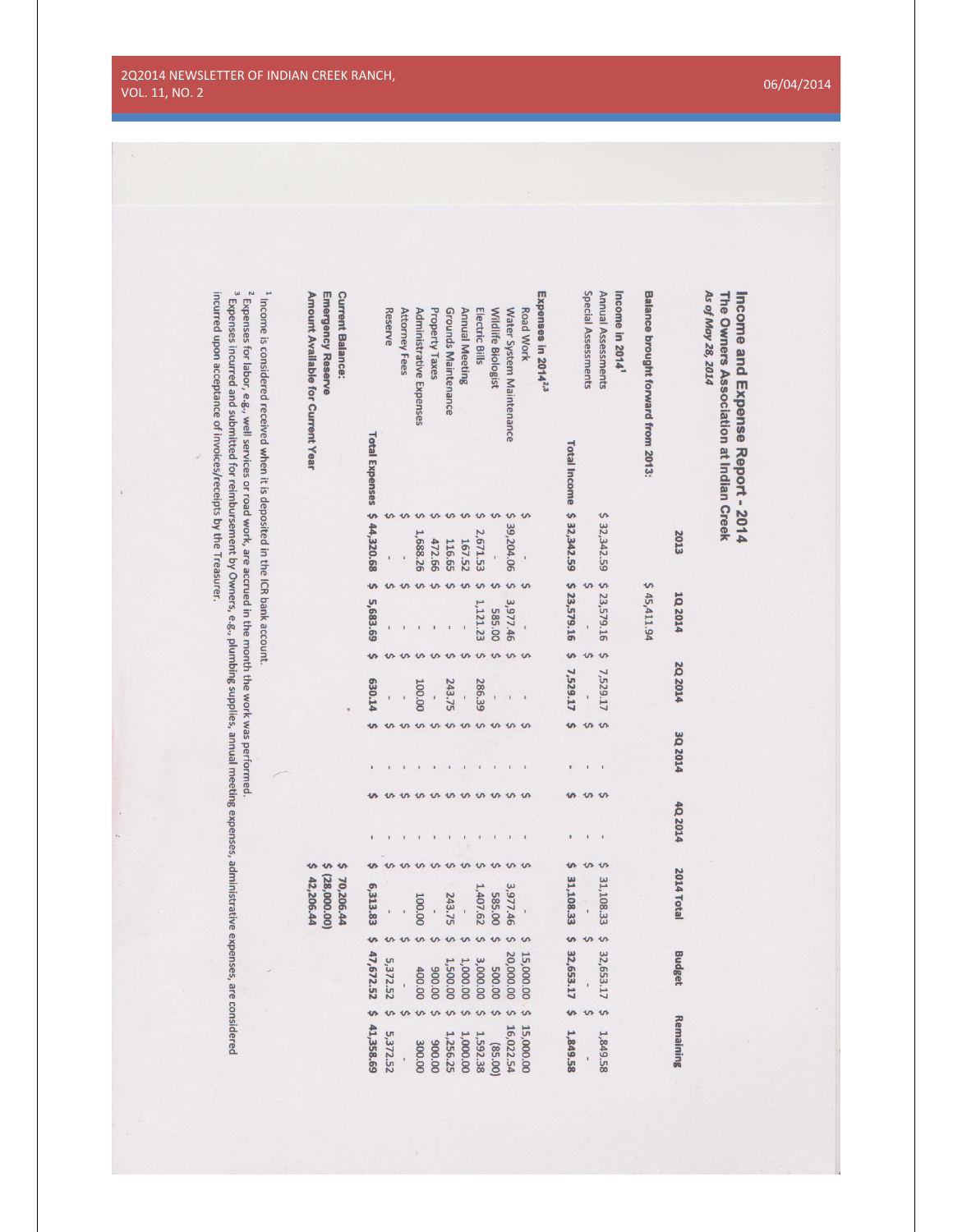# Income and Expense Report - 2014

## The Owners Association at Indian Creek

*As of May 28, 2014*

| | 2013 | 1Q 2014 | 2Q 2014 | 3Q 2014 | 4Q 2014 | 2014 Total | Budget | Remaining |
|---|---|---|---|---|---|---|---|---|
| **Balance brought forward from 2013:** | | $ 45,411.94 | | | | | | |
| **Income in 2014**[1] | | | | | | | | |
| Annual Assessments | $ 32,342.59 | $ 23,579.16 | $ 7,529.17 | $ - | $ - | $ 31,108.33 | $ 32,653.17 | $ 1,849.58 |
| Special Assessments | | $ - | $ - | $ - | $ - | $ - | $ - | $ - |
| **Total Income** | $ 32,342.59 | $ 23,579.16 | $ 7,529.17 | $ - | $ - | $ 31,108.33 | $ 32,653.17 | $ 1,849.58 |
| **Expenses in 2014**[2,3] | | | | | | | | |
| Road Work | $ - | $ - | $ - | $ - | $ - | $ - | $ 15,000.00 | $ 15,000.00 |
| Water System Maintenance | $ 39,204.06 | $ 3,977.46 | $ - | $ - | $ - | $ 3,977.46 | $ 20,000.00 | $ 16,022.54 |
| Wildlife Biologist | $ - | $ 585.00 | $ - | $ - | $ - | $ 585.00 | $ 500.00 | $ (85.00) |
| Electric Bills | $ 2,671.53 | $ 1,121.23 | $ 286.39 | $ - | $ - | $ 1,407.62 | $ 3,000.00 | $ 1,592.38 |
| Annual Meeting | $ 167.52 | $ - | $ - | $ - | $ - | $ - | $ 1,000.00 | $ 1,000.00 |
| Grounds Maintenance | $ 116.65 | $ - | $ 243.75 | $ - | $ - | $ 243.75 | $ 1,500.00 | $ 1,256.25 |
| Property Taxes | $ 472.66 | $ - | $ - | $ - | $ - | $ - | $ 900.00 | $ 900.00 |
| Administrative Expenses | $ 1,688.26 | $ - | $ 100.00 | $ - | $ - | $ 100.00 | $ 400.00 | $ 300.00 |
| Attorney Fees | $ - | $ - | $ - | $ - | $ - | $ - | $ - | $ - |
| Reserve | $ - | $ - | $ - | $ - | $ - | $ - | $ 5,372.52 | $ 5,372.52 |
| **Total Expenses** | $ 44,320.68 | $ 5,683.69 | $ 630.14 | $ - | $ - | $ 6,313.83 | $ 47,672.52 | $ 41,358.69 |
| | | | | | | | | |
| **Current Balance:** | | | | | | $ 70,206.44 | | |
| **Emergency Reserve** | | | | | | $ (28,000.00) | | |
| **Amount Available for Current Year** | | | | | | $ 42,206.44 | | |

[1] Income is considered received when it is deposited in the ICR bank account.

[2] Expenses for labor, e.g., well services or road work, are accrued in the month the work was performed.

[3] Expenses incurred and submitted for reimbursement by Owners, e.g., plumbing supplies, annual meeting expenses, administrative expenses, are considered incurred upon acceptance of invoices/receipts by the Treasurer.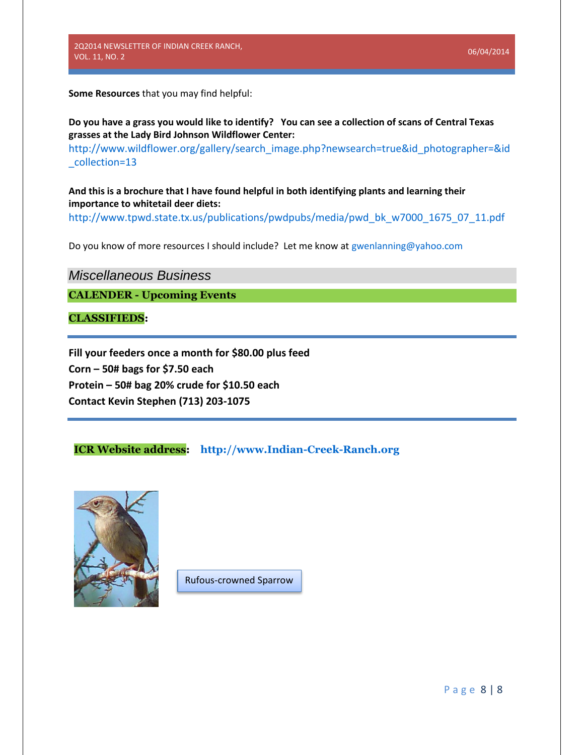**Some Resources** that you may find helpful:

**Do you have a grass you would like to identify? You can see a collection of scans of Central Texas grasses at the Lady Bird Johnson Wildflower Center:**
http://www.wildflower.org/gallery/search_image.php?newsearch=true&id_photographer=&id_collection=13

**And this is a brochure that I have found helpful in both identifying plants and learning their importance to whitetail deer diets:**
http://www.tpwd.state.tx.us/publications/pwdpubs/media/pwd_bk_w7000_1675_07_11.pdf

Do you know of more resources I should include? Let me know at gwenlanning@yahoo.com

## *Miscellaneous Business*

### CALENDER - Upcoming Events

### CLASSIFIEDS:

---

**Fill your feeders once a month for $80.00 plus feed**
**Corn – 50# bags for $7.50 each**
**Protein – 50# bag 20% crude for $10.50 each**
**Contact Kevin Stephen (713) 203-1075**

---

**ICR Website address: http://www.Indian-Creek-Ranch.org**

Rufous-crowned Sparrow